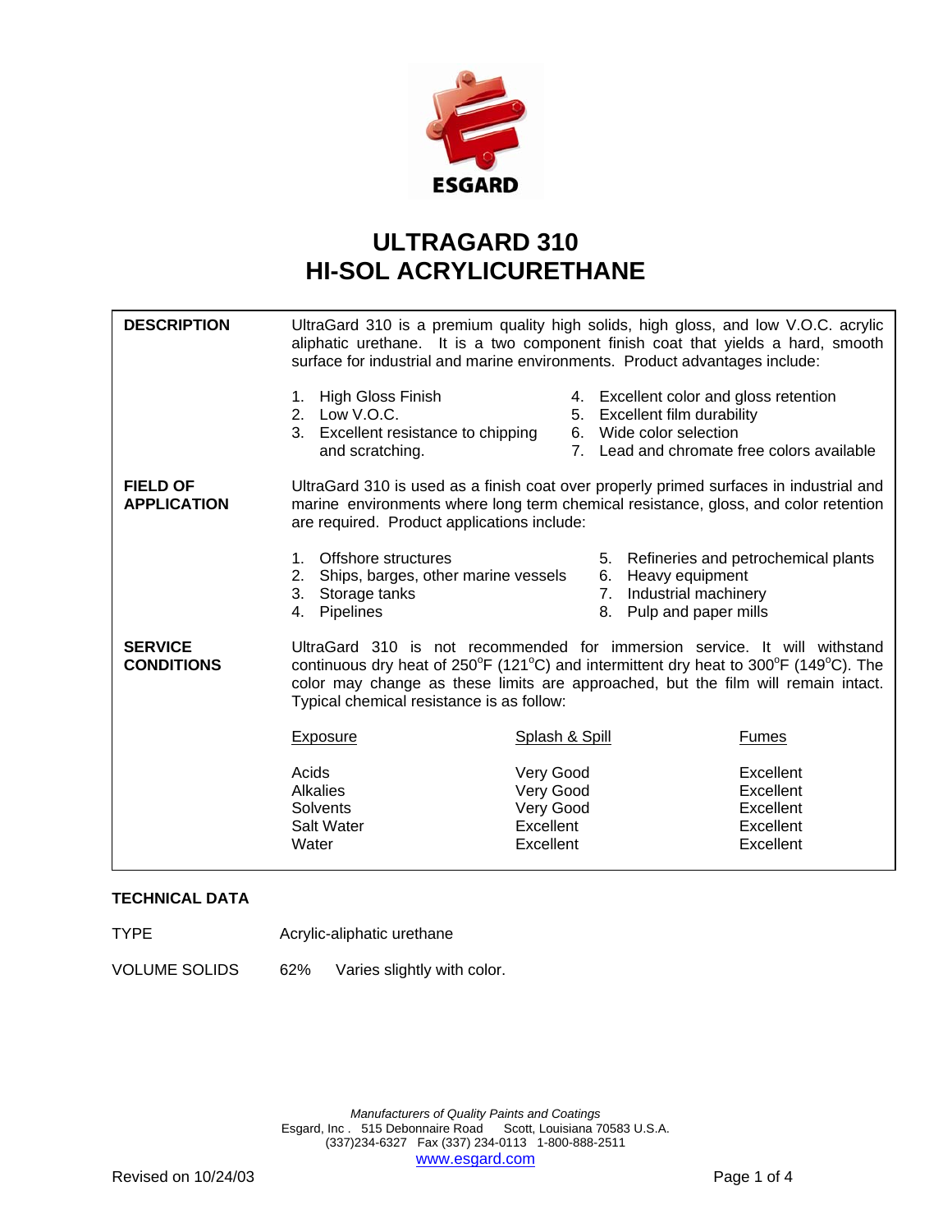ESGARD

# ULTRAGARD 310
# HI-SOL ACRYLICURETHANE

**DESCRIPTION**

UltraGard 310 is a premium quality high solids, high gloss, and low V.O.C. acrylic aliphatic urethane. It is a two component finish coat that yields a hard, smooth surface for industrial and marine environments. Product advantages include:

1. High Gloss Finish
2. Low V.O.C.
3. Excellent resistance to chipping and scratching.
4. Excellent color and gloss retention
5. Excellent film durability
6. Wide color selection
7. Lead and chromate free colors available

**FIELD OF APPLICATION**

UltraGard 310 is used as a finish coat over properly primed surfaces in industrial and marine environments where long term chemical resistance, gloss, and color retention are required. Product applications include:

1. Offshore structures
2. Ships, barges, other marine vessels
3. Storage tanks
4. Pipelines
5. Refineries and petrochemical plants
6. Heavy equipment
7. Industrial machinery
8. Pulp and paper mills

**SERVICE CONDITIONS**

UltraGard 310 is not recommended for immersion service. It will withstand continuous dry heat of 250°F (121°C) and intermittent dry heat to 300°F (149°C). The color may change as these limits are approached, but the film will remain intact. Typical chemical resistance is as follow:

| Exposure | Splash & Spill | Fumes |
|---|---|---|
| Acids | Very Good | Excellent |
| Alkalies | Very Good | Excellent |
| Solvents | Very Good | Excellent |
| Salt Water | Excellent | Excellent |
| Water | Excellent | Excellent |

**TECHNICAL DATA**

TYPE Acrylic-aliphatic urethane

VOLUME SOLIDS 62% Varies slightly with color.

*Manufacturers of Quality Paints and Coatings*
Esgard, Inc . 515 Debonnaire Road Scott, Louisiana 70583 U.S.A.
(337)234-6327 Fax (337) 234-0113 1-800-888-2511
www.esgard.com

Revised on 10/24/03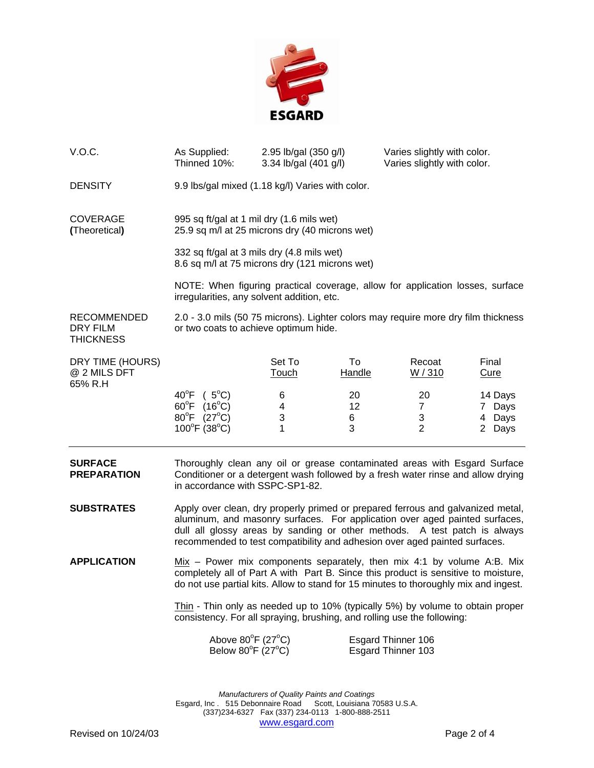ESGARD

| | | | |
|---|---|---|---|
| V.O.C. | As Supplied: | 2.95 lb/gal (350 g/l) | Varies slightly with color. |
| | Thinned 10%: | 3.34 lb/gal (401 g/l) | Varies slightly with color. |

**DENSITY**

9.9 lbs/gal mixed (1.18 kg/l) Varies with color.

**COVERAGE (Theoretical)**

995 sq ft/gal at 1 mil dry (1.6 mils wet)
25.9 sq m/l at 25 microns dry (40 microns wet)

332 sq ft/gal at 3 mils dry (4.8 mils wet)
8.6 sq m/l at 75 microns dry (121 microns wet)

NOTE: When figuring practical coverage, allow for application losses, surface irregularities, any solvent addition, etc.

**RECOMMENDED DRY FILM THICKNESS**

2.0 - 3.0 mils (50 75 microns). Lighter colors may require more dry film thickness or two coats to achieve optimum hide.

**DRY TIME (HOURS) @ 2 MILS DFT 65% R.H**

| | Set To Touch | To Handle | Recoat W / 310 | Final Cure |
|---|---|---|---|---|
| 40°F (5°C) | 6 | 20 | 20 | 14 Days |
| 60°F (16°C) | 4 | 12 | 7 | 7 Days |
| 80°F (27°C) | 3 | 6 | 3 | 4 Days |
| 100°F (38°C) | 1 | 3 | 2 | 2 Days |

---

**SURFACE PREPARATION**

Thoroughly clean any oil or grease contaminated areas with Esgard Surface Conditioner or a detergent wash followed by a fresh water rinse and allow drying in accordance with SSPC-SP1-82.

**SUBSTRATES**

Apply over clean, dry properly primed or prepared ferrous and galvanized metal, aluminum, and masonry surfaces. For application over aged painted surfaces, dull all glossy areas by sanding or other methods. A test patch is always recommended to test compatibility and adhesion over aged painted surfaces.

**APPLICATION**

Mix – Power mix components separately, then mix 4:1 by volume A:B. Mix completely all of Part A with Part B. Since this product is sensitive to moisture, do not use partial kits. Allow to stand for 15 minutes to thoroughly mix and ingest.

Thin - Thin only as needed up to 10% (typically 5%) by volume to obtain proper consistency. For all spraying, brushing, and rolling use the following:

| | |
|---|---|
| Above 80°F (27°C) | Esgard Thinner 106 |
| Below 80°F (27°C) | Esgard Thinner 103 |

*Manufacturers of Quality Paints and Coatings*
Esgard, Inc . 515 Debonnaire Road Scott, Louisiana 70583 U.S.A.
(337)234-6327 Fax (337) 234-0113 1-800-888-2511
www.esgard.com

Revised on 10/24/03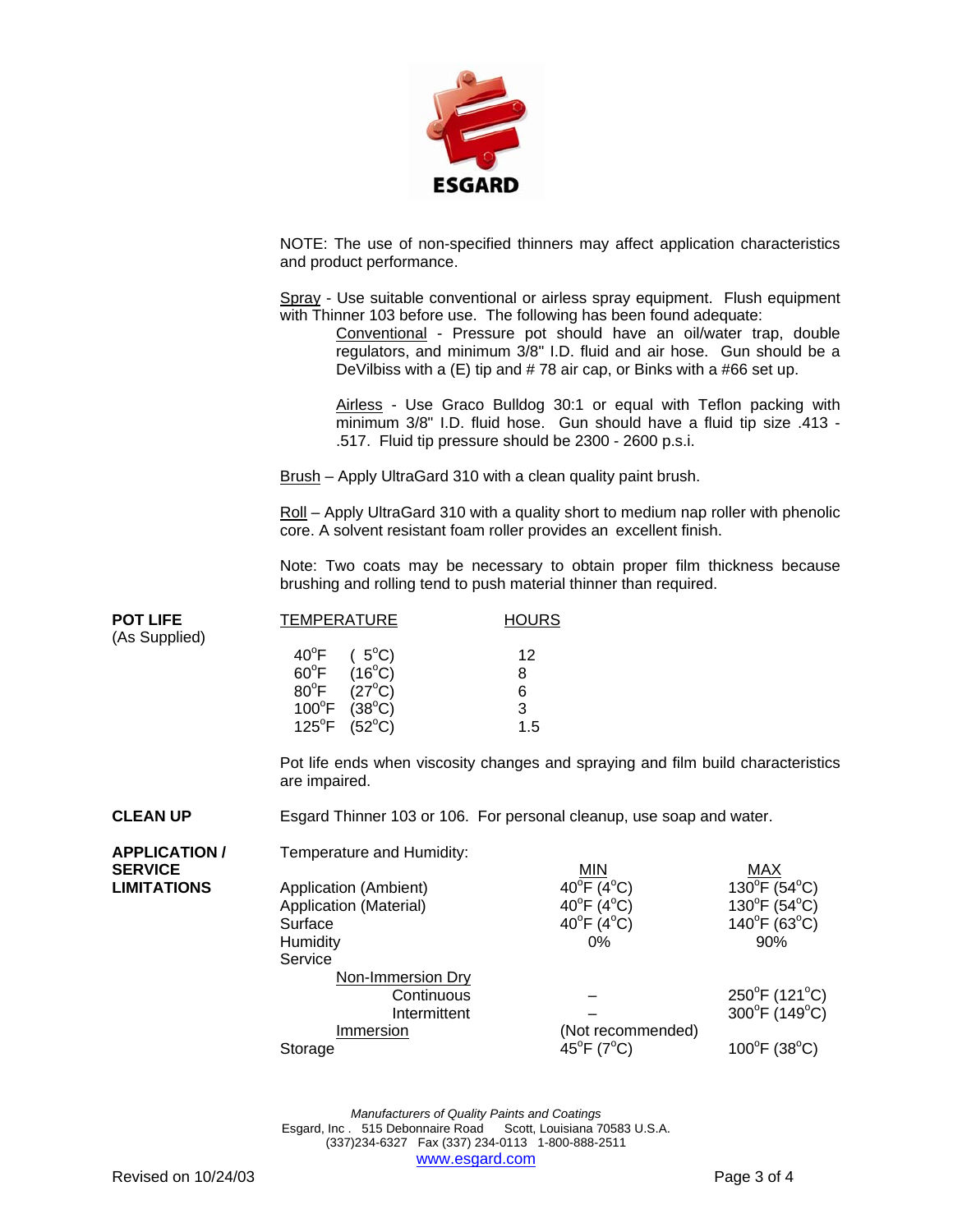NOTE: The use of non-specified thinners may affect application characteristics and product performance.

Spray - Use suitable conventional or airless spray equipment. Flush equipment with Thinner 103 before use. The following has been found adequate:

> Conventional - Pressure pot should have an oil/water trap, double regulators, and minimum 3/8" I.D. fluid and air hose. Gun should be a DeVilbiss with a (E) tip and # 78 air cap, or Binks with a #66 set up.
>
> Airless - Use Graco Bulldog 30:1 or equal with Teflon packing with minimum 3/8" I.D. fluid hose. Gun should have a fluid tip size .413 - .517. Fluid tip pressure should be 2300 - 2600 p.s.i.

Brush – Apply UltraGard 310 with a clean quality paint brush.

Roll – Apply UltraGard 310 with a quality short to medium nap roller with phenolic core. A solvent resistant foam roller provides an excellent finish.

Note: Two coats may be necessary to obtain proper film thickness because brushing and rolling tend to push material thinner than required.

**POT LIFE**
(As Supplied)

| TEMPERATURE | HOURS |
|---|---|
| 40°F ( 5°C) | 12 |
| 60°F (16°C) | 8 |
| 80°F (27°C) | 6 |
| 100°F (38°C) | 3 |
| 125°F (52°C) | 1.5 |

Pot life ends when viscosity changes and spraying and film build characteristics are impaired.

**CLEAN UP**

Esgard Thinner 103 or 106. For personal cleanup, use soap and water.

**APPLICATION / SERVICE LIMITATIONS**

Temperature and Humidity:

| | MIN | MAX |
|---|---|---|
| Application (Ambient) | 40°F (4°C) | 130°F (54°C) |
| Application (Material) | 40°F (4°C) | 130°F (54°C) |
| Surface | 40°F (4°C) | 140°F (63°C) |
| Humidity | 0% | 90% |
| Service | | |
| Non-Immersion Dry | | |
| Continuous | – | 250°F (121°C) |
| Intermittent | – | 300°F (149°C) |
| Immersion | (Not recommended) | |
| Storage | 45°F (7°C) | 100°F (38°C) |

*Manufacturers of Quality Paints and Coatings*
Esgard, Inc . 515 Debonnaire Road Scott, Louisiana 70583 U.S.A.
(337)234-6327 Fax (337) 234-0113 1-800-888-2511
www.esgard.com

Revised on 10/24/03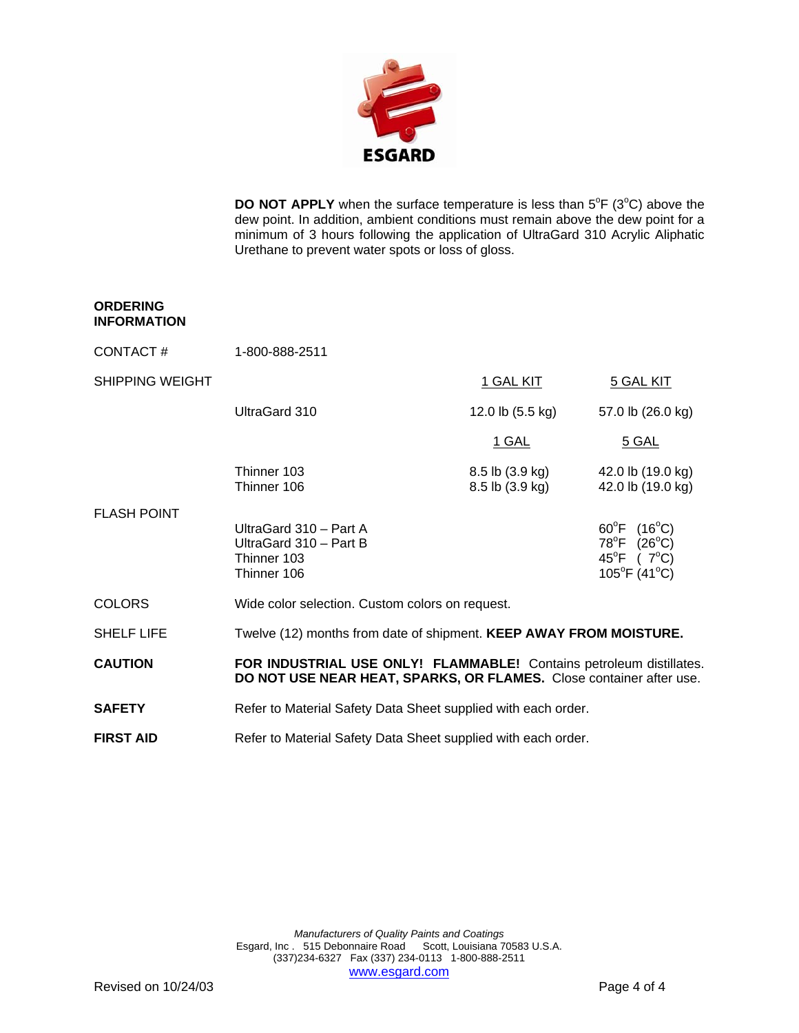ESGARD

**DO NOT APPLY** when the surface temperature is less than 5°F (3°C) above the dew point. In addition, ambient conditions must remain above the dew point for a minimum of 3 hours following the application of UltraGard 310 Acrylic Aliphatic Urethane to prevent water spots or loss of gloss.

## ORDERING INFORMATION

CONTACT # 1-800-888-2511

| | | | |
|---|---|---|---|
| SHIPPING WEIGHT | | 1 GAL KIT | 5 GAL KIT |
| | UltraGard 310 | 12.0 lb (5.5 kg) | 57.0 lb (26.0 kg) |
| | | 1 GAL | 5 GAL |
| | Thinner 103 | 8.5 lb (3.9 kg) | 42.0 lb (19.0 kg) |
| | Thinner 106 | 8.5 lb (3.9 kg) | 42.0 lb (19.0 kg) |
| FLASH POINT | | | |
| | UltraGard 310 – Part A | | 60°F (16°C) |
| | UltraGard 310 – Part B | | 78°F (26°C) |
| | Thinner 103 | | 45°F ( 7°C) |
| | Thinner 106 | | 105°F (41°C) |

COLORS Wide color selection. Custom colors on request.

SHELF LIFE Twelve (12) months from date of shipment. **KEEP AWAY FROM MOISTURE.**

**CAUTION** **FOR INDUSTRIAL USE ONLY! FLAMMABLE!** Contains petroleum distillates. **DO NOT USE NEAR HEAT, SPARKS, OR FLAMES.** Close container after use.

**SAFETY** Refer to Material Safety Data Sheet supplied with each order.

**FIRST AID** Refer to Material Safety Data Sheet supplied with each order.

*Manufacturers of Quality Paints and Coatings*
Esgard, Inc . 515 Debonnaire Road Scott, Louisiana 70583 U.S.A.
(337)234-6327 Fax (337) 234-0113 1-800-888-2511
www.esgard.com

Revised on 10/24/03